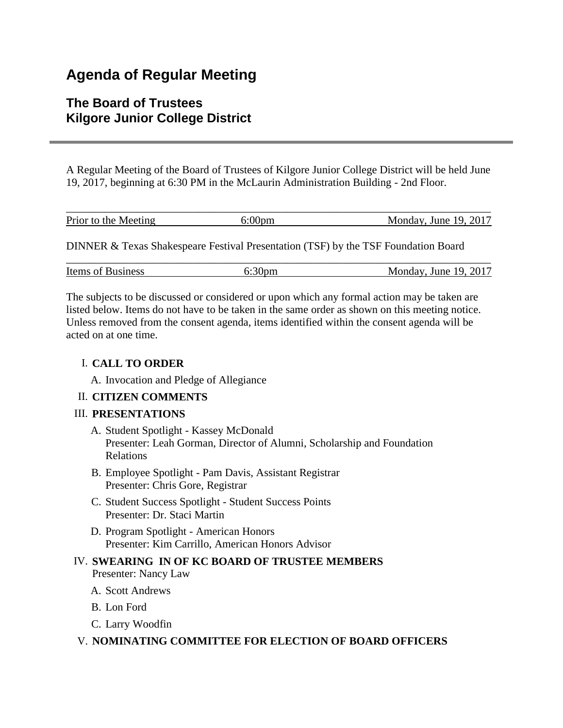# Agenda of Regular Meeting

## The Board of Trustees
## Kilgore Junior College District

A Regular Meeting of the Board of Trustees of Kilgore Junior College District will be held June 19, 2017, beginning at 6:30 PM in the McLaurin Administration Building - 2nd Floor.

| Prior to the Meeting | 6:00pm | Monday, June 19, 2017 |
|---|---|---|

DINNER & Texas Shakespeare Festival Presentation (TSF) by the TSF Foundation Board

| Items of Business | 6:30pm | Monday, June 19, 2017 |
|---|---|---|

The subjects to be discussed or considered or upon which any formal action may be taken are listed below. Items do not have to be taken in the same order as shown on this meeting notice. Unless removed from the consent agenda, items identified within the consent agenda will be acted on at one time.

I. **CALL TO ORDER**
   - A. Invocation and Pledge of Allegiance

II. **CITIZEN COMMENTS**

III. **PRESENTATIONS**
   - A. Student Spotlight - Kassey McDonald  
     Presenter: Leah Gorman, Director of Alumni, Scholarship and Foundation Relations
   - B. Employee Spotlight - Pam Davis, Assistant Registrar  
     Presenter: Chris Gore, Registrar
   - C. Student Success Spotlight - Student Success Points  
     Presenter: Dr. Staci Martin
   - D. Program Spotlight - American Honors  
     Presenter: Kim Carrillo, American Honors Advisor

IV. **SWEARING IN OF KC BOARD OF TRUSTEE MEMBERS**  
   Presenter: Nancy Law
   - A. Scott Andrews
   - B. Lon Ford
   - C. Larry Woodfin

V. **NOMINATING COMMITTEE FOR ELECTION OF BOARD OFFICERS**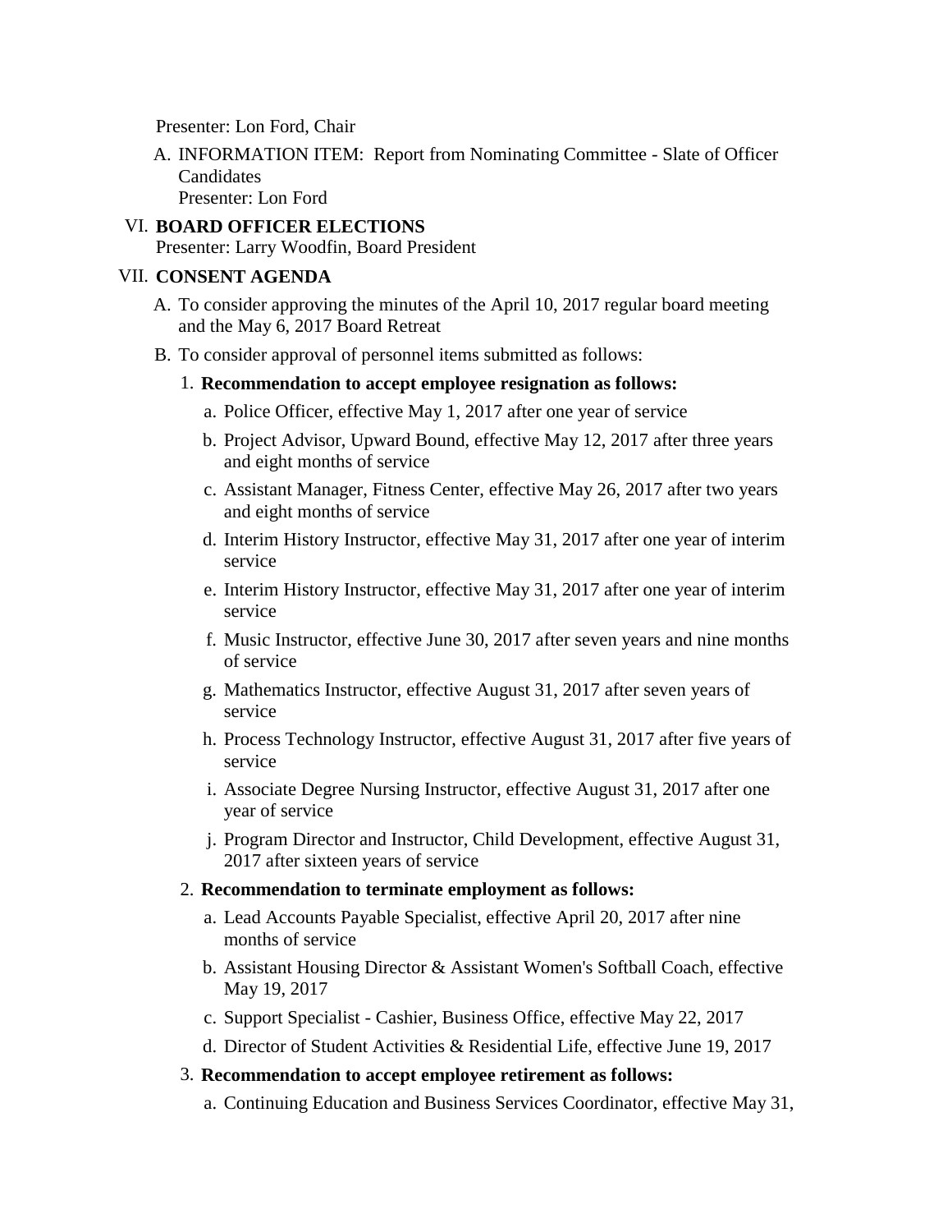Presenter: Lon Ford, Chair

A. INFORMATION ITEM: Report from Nominating Committee - Slate of Officer Candidates
   Presenter: Lon Ford

VI. **BOARD OFFICER ELECTIONS**
    Presenter: Larry Woodfin, Board President

VII. **CONSENT AGENDA**

A. To consider approving the minutes of the April 10, 2017 regular board meeting and the May 6, 2017 Board Retreat

B. To consider approval of personnel items submitted as follows:

1. **Recommendation to accept employee resignation as follows:**
   a. Police Officer, effective May 1, 2017 after one year of service
   b. Project Advisor, Upward Bound, effective May 12, 2017 after three years and eight months of service
   c. Assistant Manager, Fitness Center, effective May 26, 2017 after two years and eight months of service
   d. Interim History Instructor, effective May 31, 2017 after one year of interim service
   e. Interim History Instructor, effective May 31, 2017 after one year of interim service
   f. Music Instructor, effective June 30, 2017 after seven years and nine months of service
   g. Mathematics Instructor, effective August 31, 2017 after seven years of service
   h. Process Technology Instructor, effective August 31, 2017 after five years of service
   i. Associate Degree Nursing Instructor, effective August 31, 2017 after one year of service
   j. Program Director and Instructor, Child Development, effective August 31, 2017 after sixteen years of service

2. **Recommendation to terminate employment as follows:**
   a. Lead Accounts Payable Specialist, effective April 20, 2017 after nine months of service
   b. Assistant Housing Director & Assistant Women's Softball Coach, effective May 19, 2017
   c. Support Specialist - Cashier, Business Office, effective May 22, 2017
   d. Director of Student Activities & Residential Life, effective June 19, 2017

3. **Recommendation to accept employee retirement as follows:**
   a. Continuing Education and Business Services Coordinator, effective May 31,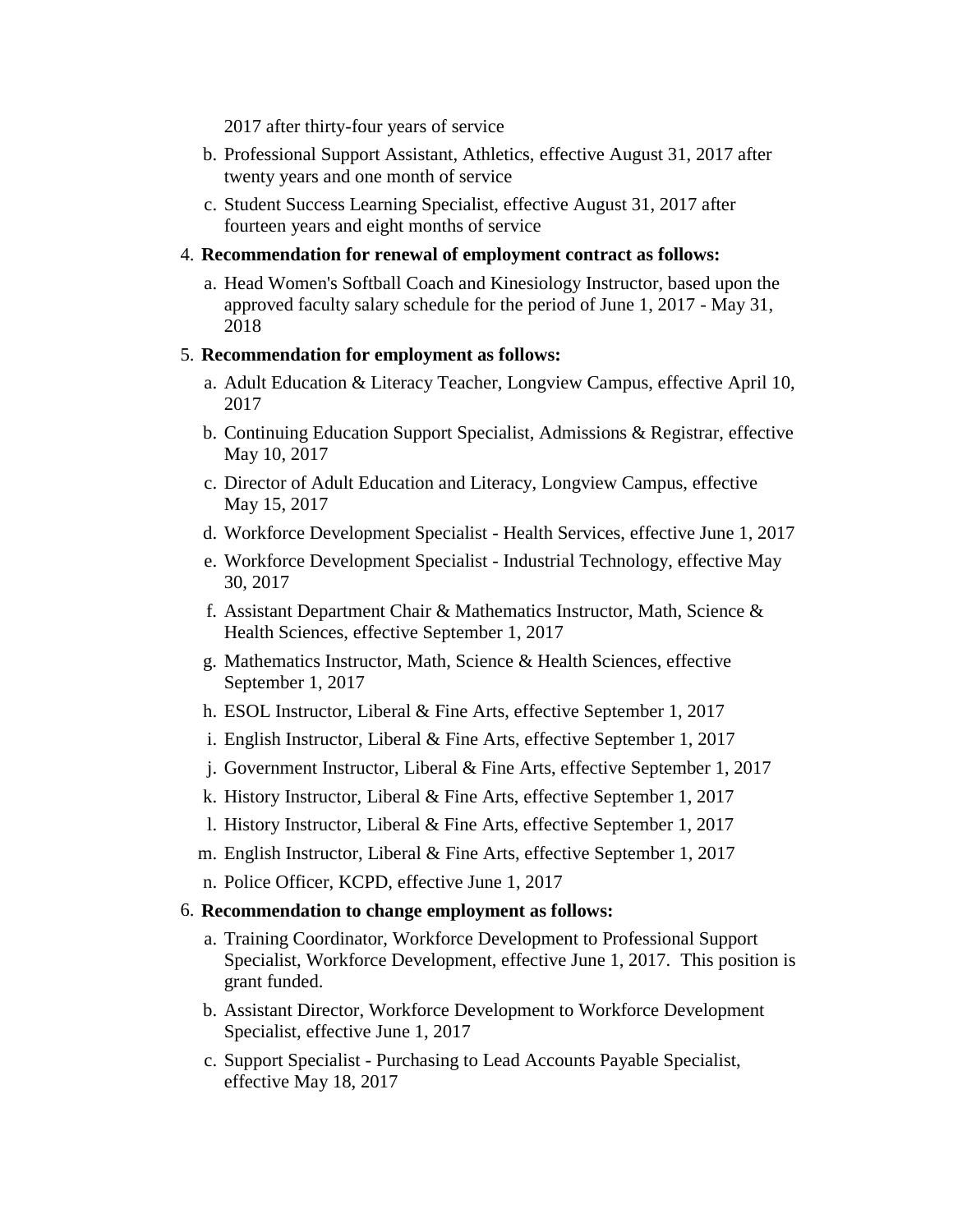2017 after thirty-four years of service

b. Professional Support Assistant, Athletics, effective August 31, 2017 after twenty years and one month of service

c. Student Success Learning Specialist, effective August 31, 2017 after fourteen years and eight months of service

4. **Recommendation for renewal of employment contract as follows:**

   a. Head Women's Softball Coach and Kinesiology Instructor, based upon the approved faculty salary schedule for the period of June 1, 2017 - May 31, 2018

5. **Recommendation for employment as follows:**

   a. Adult Education & Literacy Teacher, Longview Campus, effective April 10, 2017

   b. Continuing Education Support Specialist, Admissions & Registrar, effective May 10, 2017

   c. Director of Adult Education and Literacy, Longview Campus, effective May 15, 2017

   d. Workforce Development Specialist - Health Services, effective June 1, 2017

   e. Workforce Development Specialist - Industrial Technology, effective May 30, 2017

   f. Assistant Department Chair & Mathematics Instructor, Math, Science & Health Sciences, effective September 1, 2017

   g. Mathematics Instructor, Math, Science & Health Sciences, effective September 1, 2017

   h. ESOL Instructor, Liberal & Fine Arts, effective September 1, 2017

   i. English Instructor, Liberal & Fine Arts, effective September 1, 2017

   j. Government Instructor, Liberal & Fine Arts, effective September 1, 2017

   k. History Instructor, Liberal & Fine Arts, effective September 1, 2017

   l. History Instructor, Liberal & Fine Arts, effective September 1, 2017

   m. English Instructor, Liberal & Fine Arts, effective September 1, 2017

   n. Police Officer, KCPD, effective June 1, 2017

6. **Recommendation to change employment as follows:**

   a. Training Coordinator, Workforce Development to Professional Support Specialist, Workforce Development, effective June 1, 2017. This position is grant funded.

   b. Assistant Director, Workforce Development to Workforce Development Specialist, effective June 1, 2017

   c. Support Specialist - Purchasing to Lead Accounts Payable Specialist, effective May 18, 2017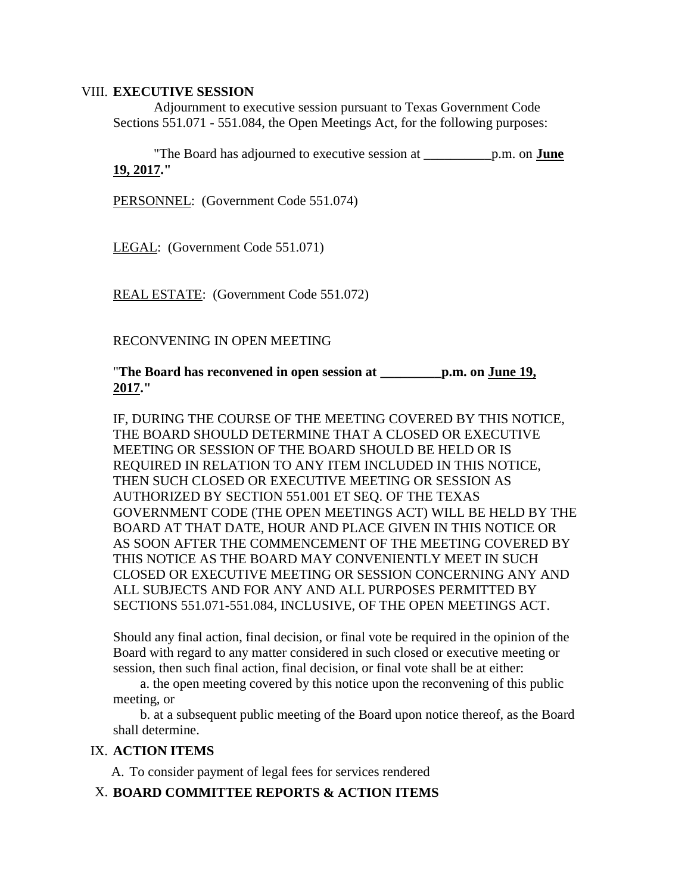## VIII. **EXECUTIVE SESSION**

Adjournment to executive session pursuant to Texas Government Code Sections 551.071 - 551.084, the Open Meetings Act, for the following purposes:

"The Board has adjourned to executive session at __________p.m. on **June 19, 2017**."

PERSONNEL: (Government Code 551.074)

LEGAL: (Government Code 551.071)

REAL ESTATE: (Government Code 551.072)

RECONVENING IN OPEN MEETING

"**The Board has reconvened in open session at _________p.m. on June 19, 2017.**"

IF, DURING THE COURSE OF THE MEETING COVERED BY THIS NOTICE, THE BOARD SHOULD DETERMINE THAT A CLOSED OR EXECUTIVE MEETING OR SESSION OF THE BOARD SHOULD BE HELD OR IS REQUIRED IN RELATION TO ANY ITEM INCLUDED IN THIS NOTICE, THEN SUCH CLOSED OR EXECUTIVE MEETING OR SESSION AS AUTHORIZED BY SECTION 551.001 ET SEQ. OF THE TEXAS GOVERNMENT CODE (THE OPEN MEETINGS ACT) WILL BE HELD BY THE BOARD AT THAT DATE, HOUR AND PLACE GIVEN IN THIS NOTICE OR AS SOON AFTER THE COMMENCEMENT OF THE MEETING COVERED BY THIS NOTICE AS THE BOARD MAY CONVENIENTLY MEET IN SUCH CLOSED OR EXECUTIVE MEETING OR SESSION CONCERNING ANY AND ALL SUBJECTS AND FOR ANY AND ALL PURPOSES PERMITTED BY SECTIONS 551.071-551.084, INCLUSIVE, OF THE OPEN MEETINGS ACT.

Should any final action, final decision, or final vote be required in the opinion of the Board with regard to any matter considered in such closed or executive meeting or session, then such final action, final decision, or final vote shall be at either:

a. the open meeting covered by this notice upon the reconvening of this public meeting, or

b. at a subsequent public meeting of the Board upon notice thereof, as the Board shall determine.

## IX. **ACTION ITEMS**

A. To consider payment of legal fees for services rendered

## X. **BOARD COMMITTEE REPORTS & ACTION ITEMS**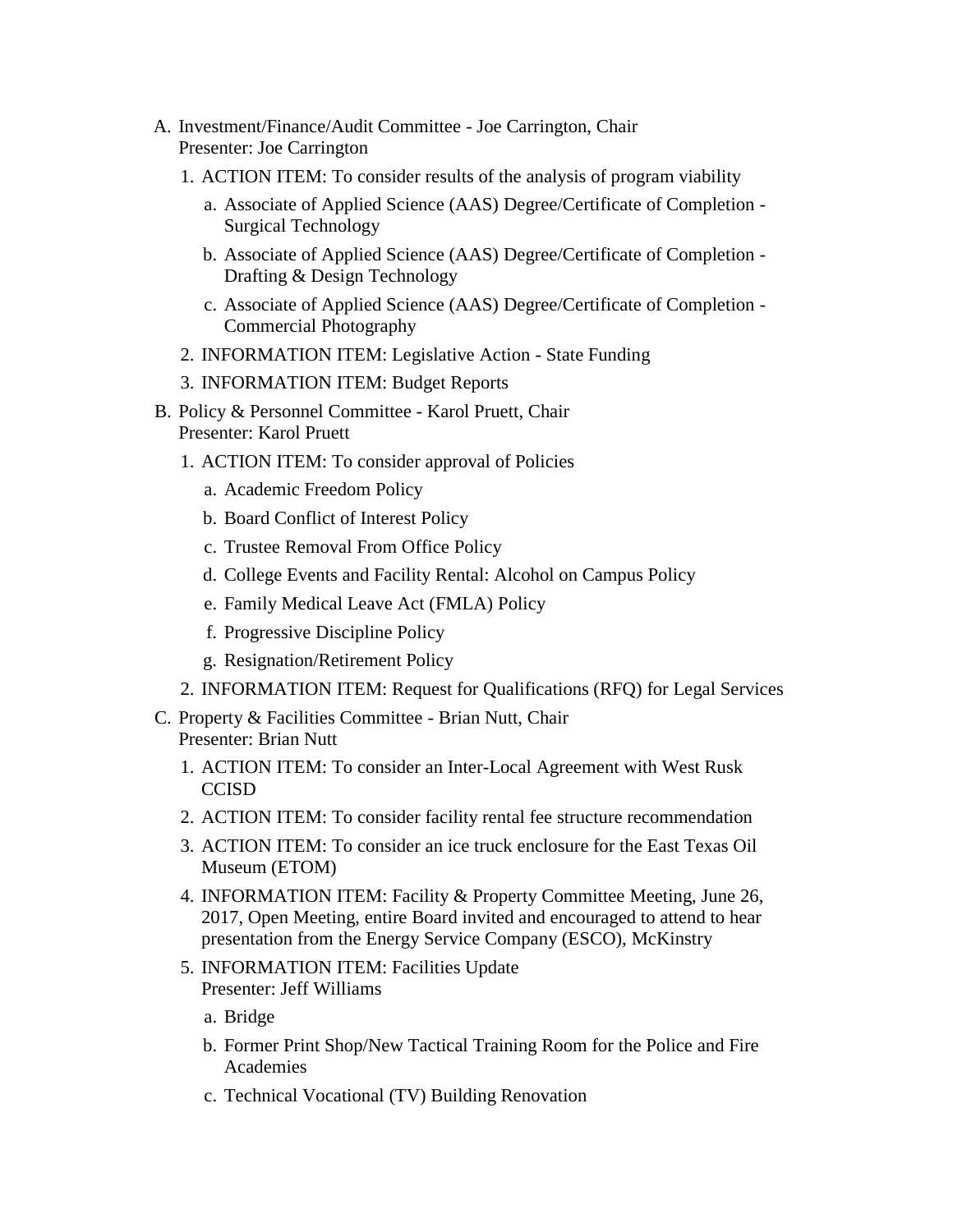A. Investment/Finance/Audit Committee - Joe Carrington, Chair
   Presenter: Joe Carrington

   1. ACTION ITEM: To consider results of the analysis of program viability

      a. Associate of Applied Science (AAS) Degree/Certificate of Completion - Surgical Technology

      b. Associate of Applied Science (AAS) Degree/Certificate of Completion - Drafting & Design Technology

      c. Associate of Applied Science (AAS) Degree/Certificate of Completion - Commercial Photography

   2. INFORMATION ITEM: Legislative Action - State Funding

   3. INFORMATION ITEM: Budget Reports

B. Policy & Personnel Committee - Karol Pruett, Chair
   Presenter: Karol Pruett

   1. ACTION ITEM: To consider approval of Policies

      a. Academic Freedom Policy

      b. Board Conflict of Interest Policy

      c. Trustee Removal From Office Policy

      d. College Events and Facility Rental: Alcohol on Campus Policy

      e. Family Medical Leave Act (FMLA) Policy

      f. Progressive Discipline Policy

      g. Resignation/Retirement Policy

   2. INFORMATION ITEM: Request for Qualifications (RFQ) for Legal Services

C. Property & Facilities Committee - Brian Nutt, Chair
   Presenter: Brian Nutt

   1. ACTION ITEM: To consider an Inter-Local Agreement with West Rusk CCISD

   2. ACTION ITEM: To consider facility rental fee structure recommendation

   3. ACTION ITEM: To consider an ice truck enclosure for the East Texas Oil Museum (ETOM)

   4. INFORMATION ITEM: Facility & Property Committee Meeting, June 26, 2017, Open Meeting, entire Board invited and encouraged to attend to hear presentation from the Energy Service Company (ESCO), McKinstry

   5. INFORMATION ITEM: Facilities Update
      Presenter: Jeff Williams

      a. Bridge

      b. Former Print Shop/New Tactical Training Room for the Police and Fire Academies

      c. Technical Vocational (TV) Building Renovation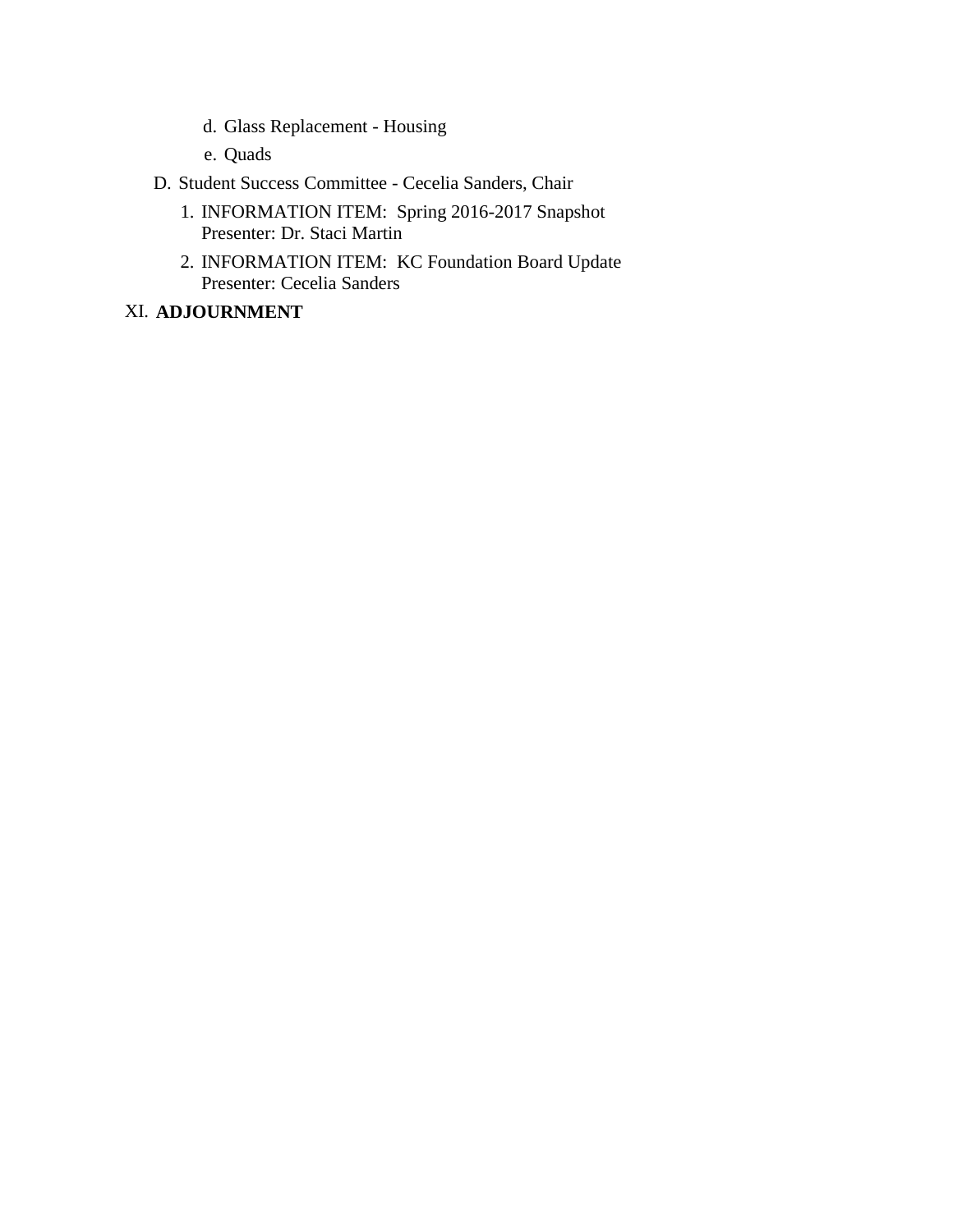d. Glass Replacement - Housing
   e. Quads

D. Student Success Committee - Cecelia Sanders, Chair

   1. INFORMATION ITEM:  Spring 2016-2017 Snapshot
      Presenter: Dr. Staci Martin
   2. INFORMATION ITEM:  KC Foundation Board Update
      Presenter: Cecelia Sanders

XI. **ADJOURNMENT**